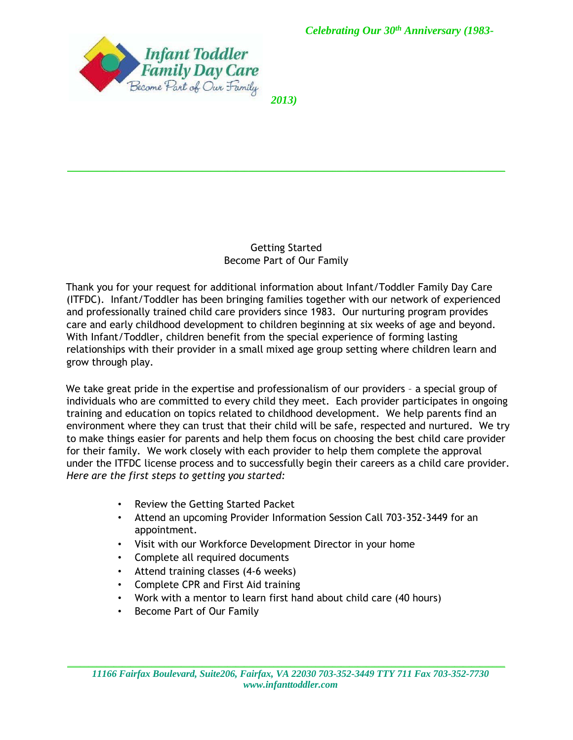*Celebrating Our 30th Anniversary (1983-2013)*

## Getting Started
## Become Part of Our Family

Thank you for your request for additional information about Infant/Toddler Family Day Care (ITFDC). Infant/Toddler has been bringing families together with our network of experienced and professionally trained child care providers since 1983. Our nurturing program provides care and early childhood development to children beginning at six weeks of age and beyond. With Infant/Toddler, children benefit from the special experience of forming lasting relationships with their provider in a small mixed age group setting where children learn and grow through play.

We take great pride in the expertise and professionalism of our providers – a special group of individuals who are committed to every child they meet. Each provider participates in ongoing training and education on topics related to childhood development. We help parents find an environment where they can trust that their child will be safe, respected and nurtured. We try to make things easier for parents and help them focus on choosing the best child care provider for their family. We work closely with each provider to help them complete the approval under the ITFDC license process and to successfully begin their careers as a child care provider. *Here are the first steps to getting you started:*

- Review the Getting Started Packet
- Attend an upcoming Provider Information Session Call 703-352-3449 for an appointment.
- Visit with our Workforce Development Director in your home
- Complete all required documents
- Attend training classes (4-6 weeks)
- Complete CPR and First Aid training
- Work with a mentor to learn first hand about child care (40 hours)
- Become Part of Our Family

*11166 Fairfax Boulevard, Suite206, Fairfax, VA 22030 703-352-3449 TTY 711 Fax 703-352-7730*
*www.infanttoddler.com*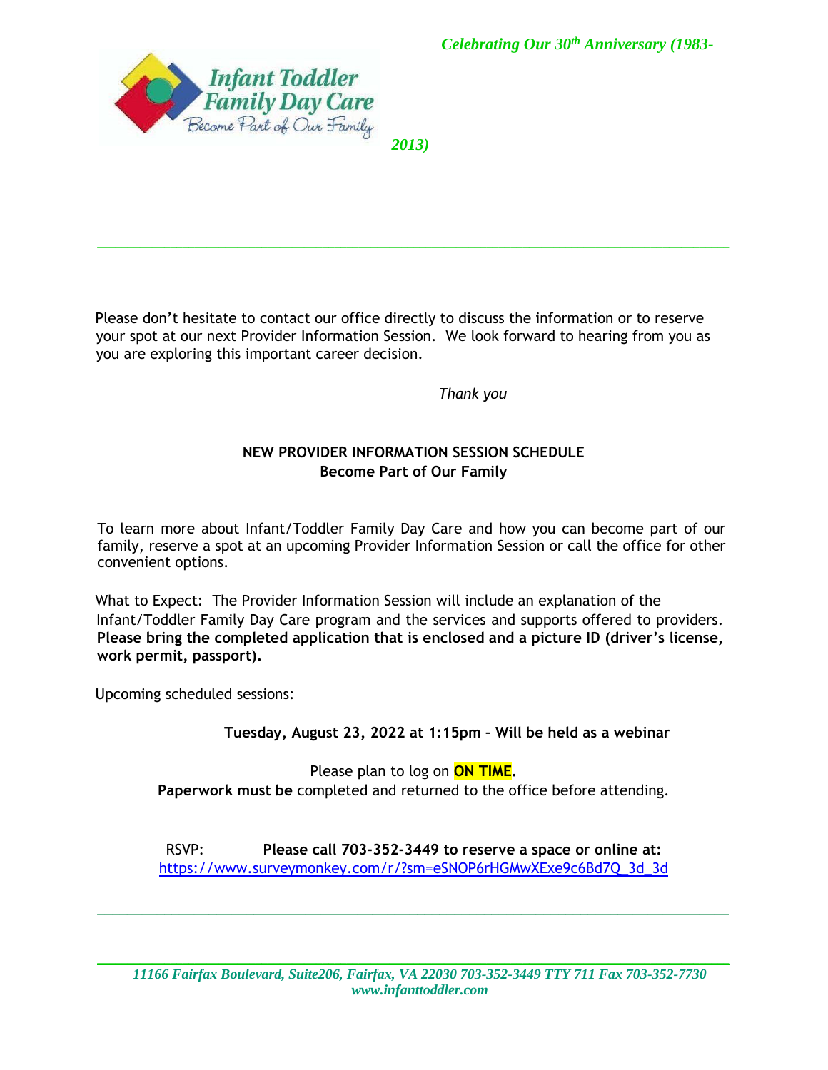*Celebrating Our 30th Anniversary (1983-2013)*

Infant Toddler Family Day Care
Become Part of Our Family

Please don't hesitate to contact our office directly to discuss the information or to reserve your spot at our next Provider Information Session. We look forward to hearing from you as you are exploring this important career decision.

*Thank you*

**NEW PROVIDER INFORMATION SESSION SCHEDULE**
**Become Part of Our Family**

To learn more about Infant/Toddler Family Day Care and how you can become part of our family, reserve a spot at an upcoming Provider Information Session or call the office for other convenient options.

What to Expect: The Provider Information Session will include an explanation of the Infant/Toddler Family Day Care program and the services and supports offered to providers. **Please bring the completed application that is enclosed and a picture ID (driver's license, work permit, passport).**

Upcoming scheduled sessions:

**Tuesday, August 23, 2022 at 1:15pm – Will be held as a webinar**

Please plan to log on **ON TIME.**
**Paperwork must be** completed and returned to the office before attending.

RSVP: **Please call 703-352-3449 to reserve a space or online at:**
https://www.surveymonkey.com/r/?sm=eSNOP6rHGMwXExe9c6Bd7Q_3d_3d

*11166 Fairfax Boulevard, Suite206, Fairfax, VA 22030 703-352-3449 TTY 711 Fax 703-352-7730*
*www.infanttoddler.com*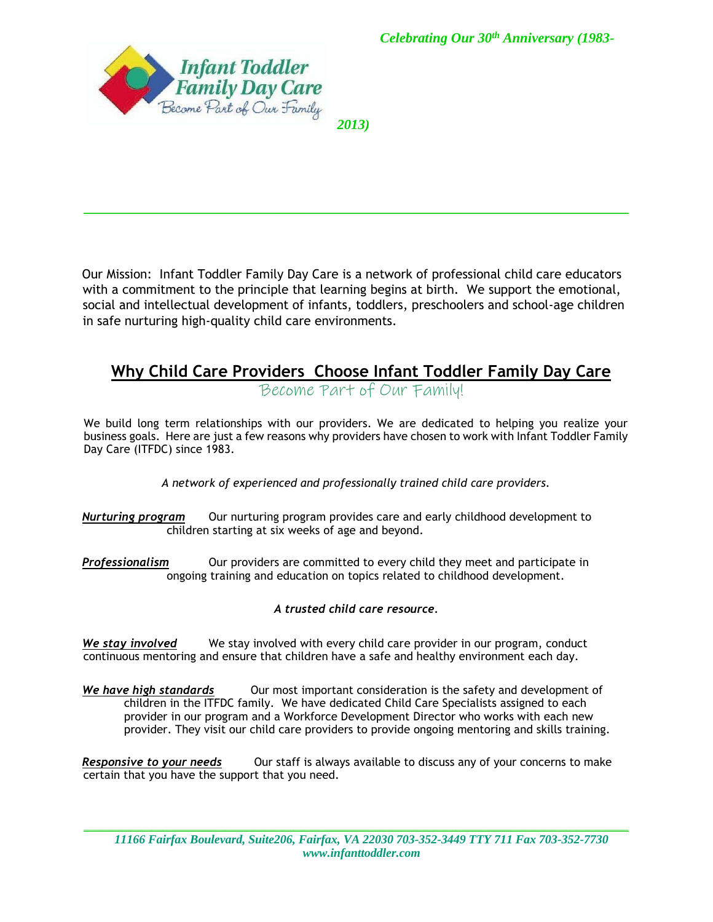*Celebrating Our 30th Anniversary (1983-2013)*

Infant Toddler Family Day Care
Become Part of Our Family

Our Mission: Infant Toddler Family Day Care is a network of professional child care educators with a commitment to the principle that learning begins at birth. We support the emotional, social and intellectual development of infants, toddlers, preschoolers and school-age children in safe nurturing high-quality child care environments.

## Why Child Care Providers Choose Infant Toddler Family Day Care

Become Part of Our Family!

We build long term relationships with our providers. We are dedicated to helping you realize your business goals. Here are just a few reasons why providers have chosen to work with Infant Toddler Family Day Care (ITFDC) since 1983.

*A network of experienced and professionally trained child care providers.*

***Nurturing program*** Our nurturing program provides care and early childhood development to children starting at six weeks of age and beyond.

***Professionalism*** Our providers are committed to every child they meet and participate in ongoing training and education on topics related to childhood development.

***A trusted child care resource.***

***We stay involved*** We stay involved with every child care provider in our program, conduct continuous mentoring and ensure that children have a safe and healthy environment each day.

***We have high standards*** Our most important consideration is the safety and development of children in the ITFDC family. We have dedicated Child Care Specialists assigned to each provider in our program and a Workforce Development Director who works with each new provider. They visit our child care providers to provide ongoing mentoring and skills training.

***Responsive to your needs*** Our staff is always available to discuss any of your concerns to make certain that you have the support that you need.

*11166 Fairfax Boulevard, Suite206, Fairfax, VA 22030 703-352-3449 TTY 711 Fax 703-352-7730*
*www.infanttoddler.com*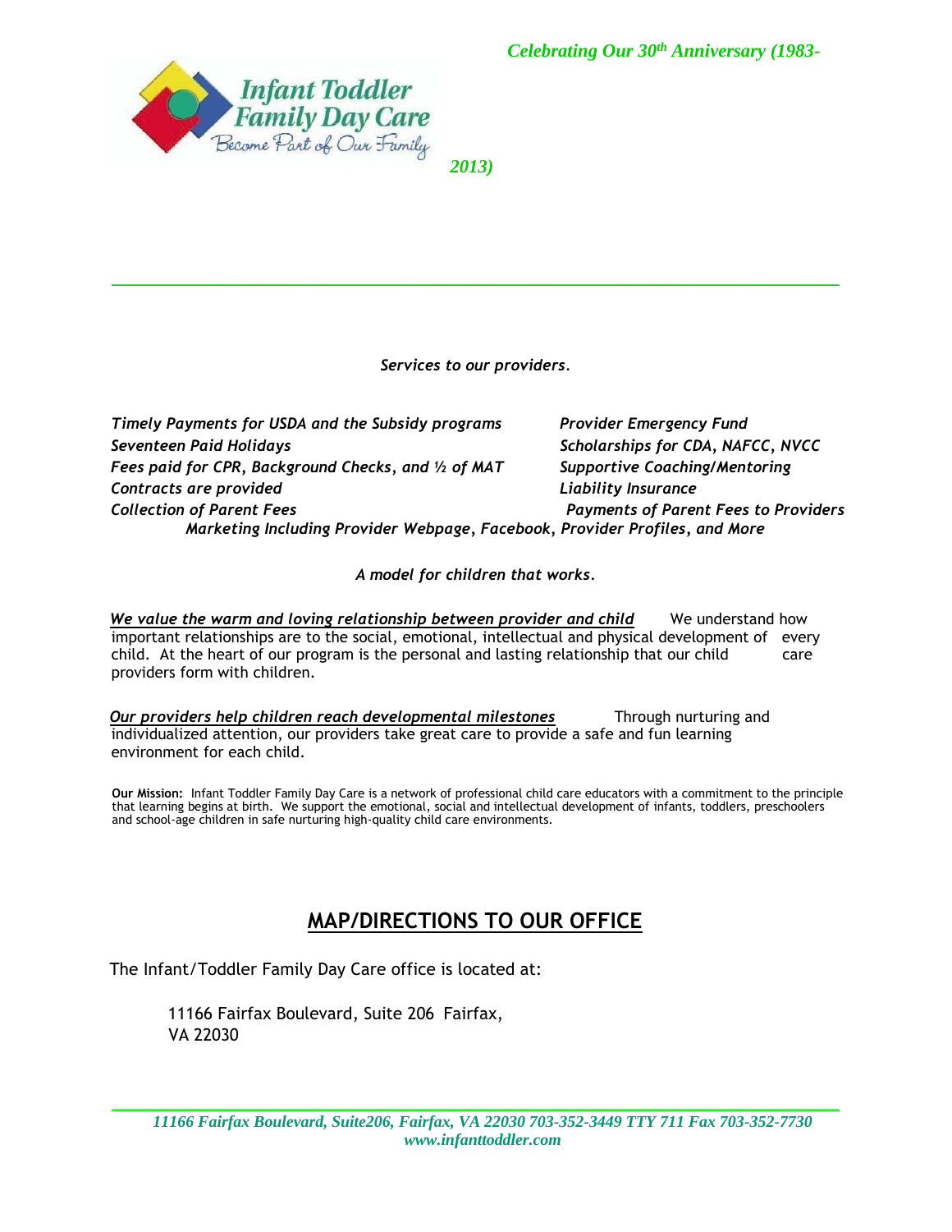*Celebrating Our 30th Anniversary (1983-2013)*

*Services to our providers.*

| | |
|---|---|
| *Timely Payments for USDA and the Subsidy programs* | *Provider Emergency Fund* |
| *Seventeen Paid Holidays* | *Scholarships for CDA, NAFCC, NVCC* |
| *Fees paid for CPR, Background Checks, and ½ of MAT* | *Supportive Coaching/Mentoring* |
| *Contracts are provided* | *Liability Insurance* |
| *Collection of Parent Fees* | *Payments of Parent Fees to Providers* |

*Marketing Including Provider Webpage, Facebook, Provider Profiles, and More*

*A model for children that works.*

***We value the warm and loving relationship between provider and child*** We understand how important relationships are to the social, emotional, intellectual and physical development of every child. At the heart of our program is the personal and lasting relationship that our child care providers form with children.

***Our providers help children reach developmental milestones*** Through nurturing and individualized attention, our providers take great care to provide a safe and fun learning environment for each child.

**Our Mission:** Infant Toddler Family Day Care is a network of professional child care educators with a commitment to the principle that learning begins at birth. We support the emotional, social and intellectual development of infants, toddlers, preschoolers and school-age children in safe nurturing high-quality child care environments.

## MAP/DIRECTIONS TO OUR OFFICE

The Infant/Toddler Family Day Care office is located at:

11166 Fairfax Boulevard, Suite 206 Fairfax, VA 22030

*11166 Fairfax Boulevard, Suite206, Fairfax, VA 22030 703-352-3449 TTY 711 Fax 703-352-7730*
*www.infanttoddler.com*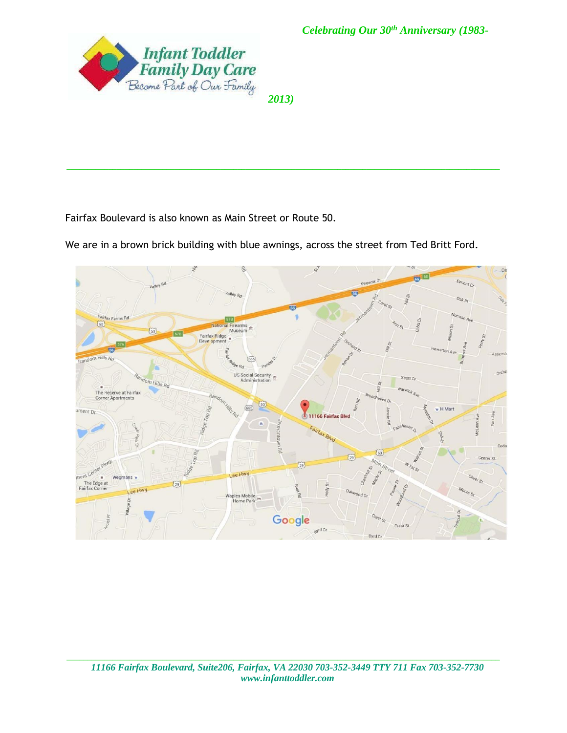Fairfax Boulevard is also known as Main Street or Route 50.

We are in a brown brick building with blue awnings, across the street from Ted Britt Ford.